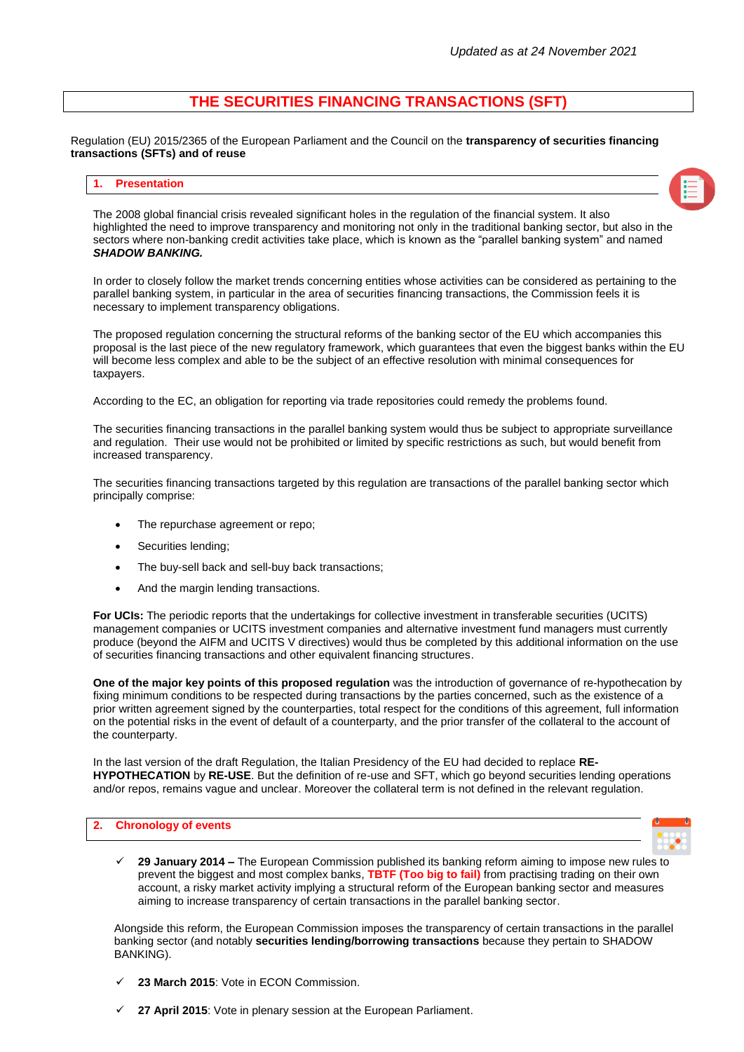*Updated as at 24 November 2021*

# THE SECURITIES FINANCING TRANSACTIONS (SFT)

Regulation (EU) 2015/2365 of the European Parliament and the Council on the **transparency of securities financing transactions (SFTs) and of reuse**

## 1. Presentation

The 2008 global financial crisis revealed significant holes in the regulation of the financial system. It also highlighted the need to improve transparency and monitoring not only in the traditional banking sector, but also in the sectors where non-banking credit activities take place, which is known as the "parallel banking system" and named ***SHADOW BANKING.***

In order to closely follow the market trends concerning entities whose activities can be considered as pertaining to the parallel banking system, in particular in the area of securities financing transactions, the Commission feels it is necessary to implement transparency obligations.

The proposed regulation concerning the structural reforms of the banking sector of the EU which accompanies this proposal is the last piece of the new regulatory framework, which guarantees that even the biggest banks within the EU will become less complex and able to be the subject of an effective resolution with minimal consequences for taxpayers.

According to the EC, an obligation for reporting via trade repositories could remedy the problems found.

The securities financing transactions in the parallel banking system would thus be subject to appropriate surveillance and regulation. Their use would not be prohibited or limited by specific restrictions as such, but would benefit from increased transparency.

The securities financing transactions targeted by this regulation are transactions of the parallel banking sector which principally comprise:

- The repurchase agreement or repo;
- Securities lending;
- The buy-sell back and sell-buy back transactions;
- And the margin lending transactions.

**For UCIs:** The periodic reports that the undertakings for collective investment in transferable securities (UCITS) management companies or UCITS investment companies and alternative investment fund managers must currently produce (beyond the AIFM and UCITS V directives) would thus be completed by this additional information on the use of securities financing transactions and other equivalent financing structures.

**One of the major key points of this proposed regulation** was the introduction of governance of re-hypothecation by fixing minimum conditions to be respected during transactions by the parties concerned, such as the existence of a prior written agreement signed by the counterparties, total respect for the conditions of this agreement, full information on the potential risks in the event of default of a counterparty, and the prior transfer of the collateral to the account of the counterparty.

In the last version of the draft Regulation, the Italian Presidency of the EU had decided to replace **RE-HYPOTHECATION** by **RE-USE**. But the definition of re-use and SFT, which go beyond securities lending operations and/or repos, remains vague and unclear. Moreover the collateral term is not defined in the relevant regulation.

## 2. Chronology of events

- ✓ **29 January 2014 –** The European Commission published its banking reform aiming to impose new rules to prevent the biggest and most complex banks, **TBTF (Too big to fail)** from practising trading on their own account, a risky market activity implying a structural reform of the European banking sector and measures aiming to increase transparency of certain transactions in the parallel banking sector.

Alongside this reform, the European Commission imposes the transparency of certain transactions in the parallel banking sector (and notably **securities lending/borrowing transactions** because they pertain to SHADOW BANKING).

- ✓ **23 March 2015**: Vote in ECON Commission.
- ✓ **27 April 2015**: Vote in plenary session at the European Parliament.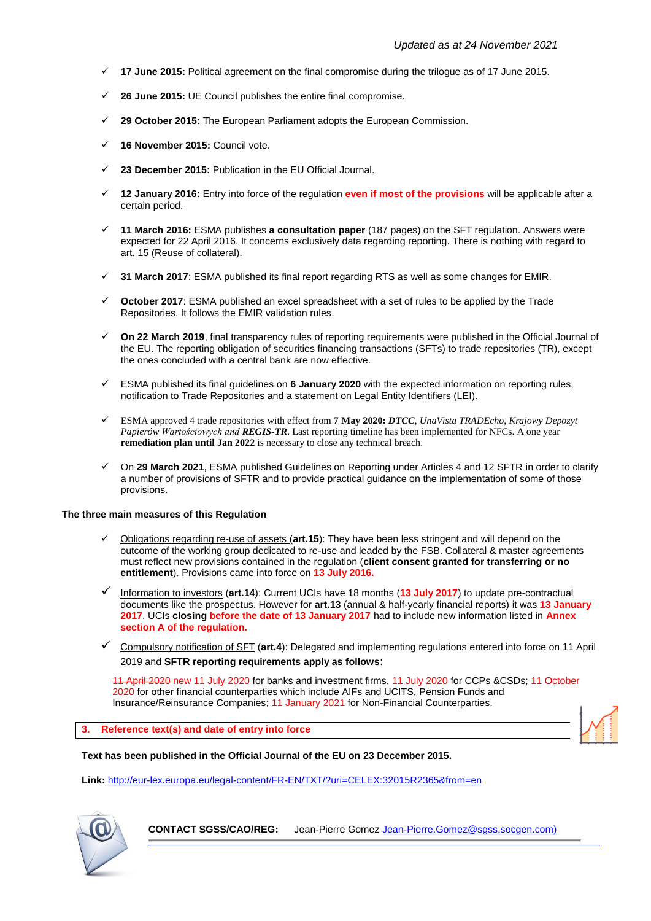*Updated as at 24 November 2021*

- ✓ **17 June 2015:** Political agreement on the final compromise during the trilogue as of 17 June 2015.
- ✓ **26 June 2015:** UE Council publishes the entire final compromise.
- ✓ **29 October 2015:** The European Parliament adopts the European Commission.
- ✓ **16 November 2015:** Council vote.
- ✓ **23 December 2015:** Publication in the EU Official Journal.
- ✓ **12 January 2016:** Entry into force of the regulation **even if most of the provisions** will be applicable after a certain period.
- ✓ **11 March 2016:** ESMA publishes **a consultation paper** (187 pages) on the SFT regulation. Answers were expected for 22 April 2016. It concerns exclusively data regarding reporting. There is nothing with regard to art. 15 (Reuse of collateral).
- ✓ **31 March 2017**: ESMA published its final report regarding RTS as well as some changes for EMIR.
- ✓ **October 2017**: ESMA published an excel spreadsheet with a set of rules to be applied by the Trade Repositories. It follows the EMIR validation rules.
- ✓ **On 22 March 2019**, final transparency rules of reporting requirements were published in the Official Journal of the EU. The reporting obligation of securities financing transactions (SFTs) to trade repositories (TR), except the ones concluded with a central bank are now effective.
- ✓ ESMA published its final guidelines on **6 January 2020** with the expected information on reporting rules, notification to Trade Repositories and a statement on Legal Entity Identifiers (LEI).
- ✓ ESMA approved 4 trade repositories with effect from **7 May 2020:** ***DTCC****, UnaVista TRADEcho, Krajowy Depozyt Papierów Wartościowych and* ***REGIS-TR***. Last reporting timeline has been implemented for NFCs. A one year **remediation plan until Jan 2022** is necessary to close any technical breach.
- ✓ On **29 March 2021**, ESMA published Guidelines on Reporting under Articles 4 and 12 SFTR in order to clarify a number of provisions of SFTR and to provide practical guidance on the implementation of some of those provisions.

**The three main measures of this Regulation**

- ✓ Obligations regarding re-use of assets (**art.15**): They have been less stringent and will depend on the outcome of the working group dedicated to re-use and leaded by the FSB. Collateral & master agreements must reflect new provisions contained in the regulation (**client consent granted for transferring or no entitlement**). Provisions came into force on **13 July 2016.**
- ✓ Information to investors (**art.14**): Current UCIs have 18 months (**13 July 2017**) to update pre-contractual documents like the prospectus. However for **art.13** (annual & half-yearly financial reports) it was **13 January 2017**. UCIs **closing before the date of 13 January 2017** had to include new information listed in **Annex section A of the regulation.**
- ✓ Compulsory notification of SFT (**art.4**): Delegated and implementing regulations entered into force on 11 April 2019 and **SFTR reporting requirements apply as follows**:

~~11 April 2020~~ new 11 July 2020 for banks and investment firms, 11 July 2020 for CCPs &CSDs; 11 October 2020 for other financial counterparties which include AIFs and UCITS, Pension Funds and Insurance/Reinsurance Companies; 11 January 2021 for Non-Financial Counterparties.

## 3. Reference text(s) and date of entry into force

**Text has been published in the Official Journal of the EU on 23 December 2015.**

**Link:** http://eur-lex.europa.eu/legal-content/FR-EN/TXT/?uri=CELEX:32015R2365&from=en

**CONTACT SGSS/CAO/REG:** Jean-Pierre Gomez Jean-Pierre.Gomez@sgss.socgen.com)